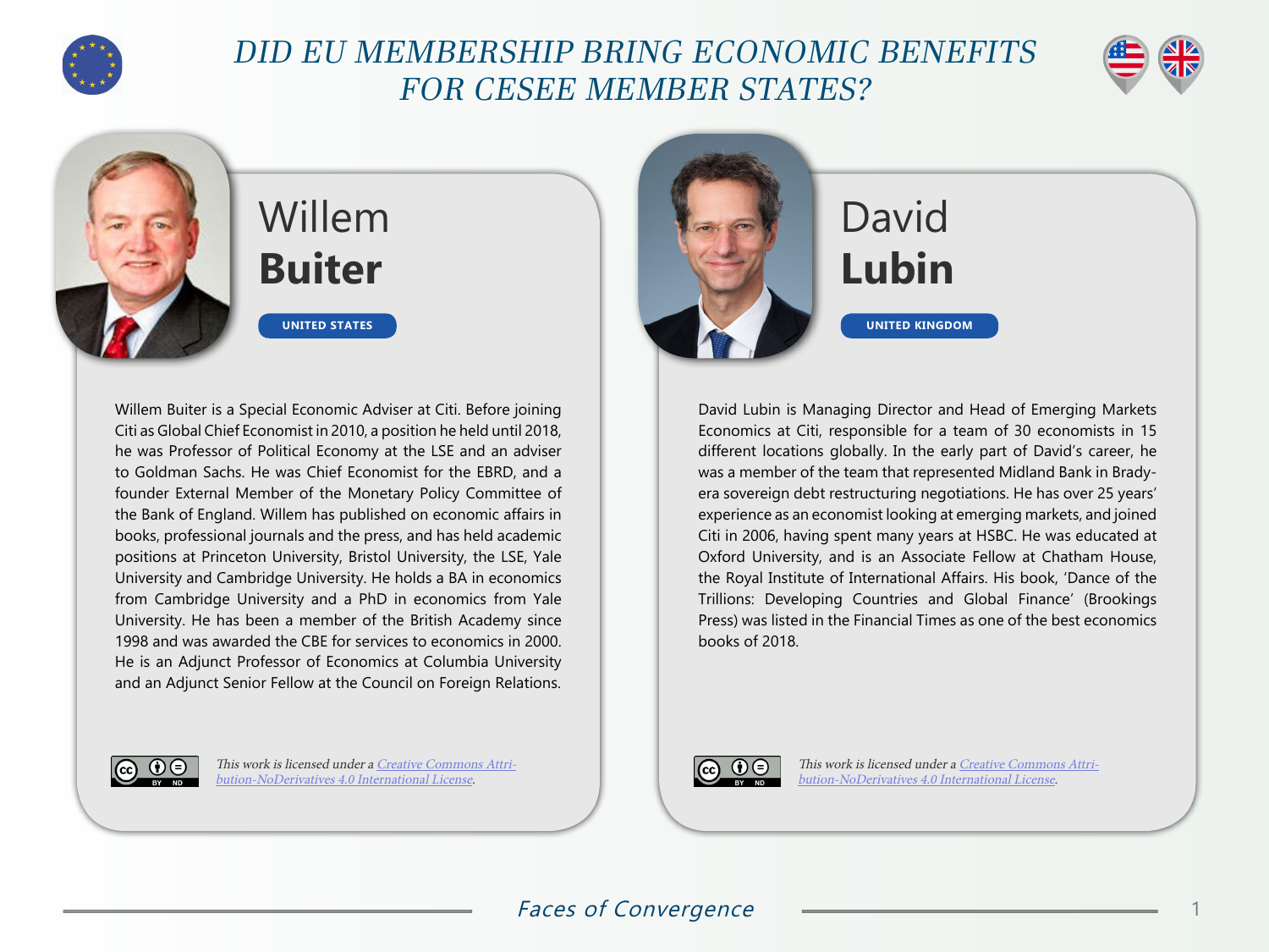# DID EU MEMBERSHIP BRING ECONOMIC BENEFITS FOR CESEE MEMBER STATES?

## Willem **Buiter**

**UNITED STATES**

Willem Buiter is a Special Economic Adviser at Citi. Before joining Citi as Global Chief Economist in 2010, a position he held until 2018, he was Professor of Political Economy at the LSE and an adviser to Goldman Sachs. He was Chief Economist for the EBRD, and a founder External Member of the Monetary Policy Committee of the Bank of England. Willem has published on economic affairs in books, professional journals and the press, and has held academic positions at Princeton University, Bristol University, the LSE, Yale University and Cambridge University. He holds a BA in economics from Cambridge University and a PhD in economics from Yale University. He has been a member of the British Academy since 1998 and was awarded the CBE for services to economics in 2000. He is an Adjunct Professor of Economics at Columbia University and an Adjunct Senior Fellow at the Council on Foreign Relations.

*This work is licensed under a [Creative Commons Attribution-NoDerivatives 4.0 International License](https://creativecommons.org/licenses/by-nd/4.0/).*

## David **Lubin**

**UNITED KINGDOM**

David Lubin is Managing Director and Head of Emerging Markets Economics at Citi, responsible for a team of 30 economists in 15 different locations globally. In the early part of David's career, he was a member of the team that represented Midland Bank in Brady-era sovereign debt restructuring negotiations. He has over 25 years' experience as an economist looking at emerging markets, and joined Citi in 2006, having spent many years at HSBC. He was educated at Oxford University, and is an Associate Fellow at Chatham House, the Royal Institute of International Affairs. His book, 'Dance of the Trillions: Developing Countries and Global Finance' (Brookings Press) was listed in the Financial Times as one of the best economics books of 2018.

*This work is licensed under a [Creative Commons Attribution-NoDerivatives 4.0 International License](https://creativecommons.org/licenses/by-nd/4.0/).*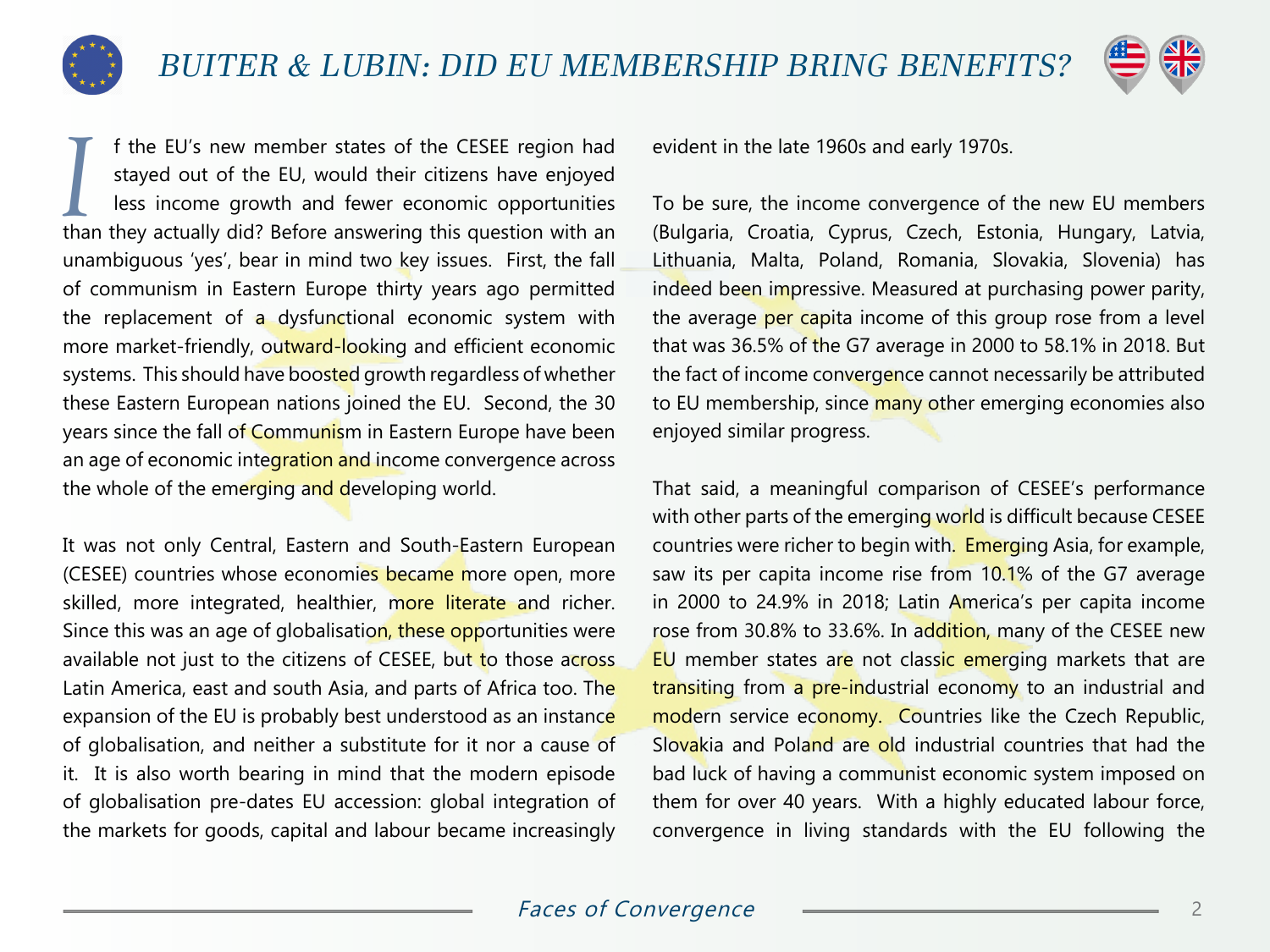# BUITER & LUBIN: DID EU MEMBERSHIP BRING BENEFITS?

If the EU's new member states of the CESEE region had stayed out of the EU, would their citizens have enjoyed less income growth and fewer economic opportunities than they actually did? Before answering this question with an unambiguous 'yes', bear in mind two key issues. First, the fall of communism in Eastern Europe thirty years ago permitted the replacement of a dysfunctional economic system with more market-friendly, outward-looking and efficient economic systems. This should have boosted growth regardless of whether these Eastern European nations joined the EU. Second, the 30 years since the fall of Communism in Eastern Europe have been an age of economic integration and income convergence across the whole of the emerging and developing world.

It was not only Central, Eastern and South-Eastern European (CESEE) countries whose economies became more open, more skilled, more integrated, healthier, more literate and richer. Since this was an age of globalisation, these opportunities were available not just to the citizens of CESEE, but to those across Latin America, east and south Asia, and parts of Africa too. The expansion of the EU is probably best understood as an instance of globalisation, and neither a substitute for it nor a cause of it. It is also worth bearing in mind that the modern episode of globalisation pre-dates EU accession: global integration of the markets for goods, capital and labour became increasingly evident in the late 1960s and early 1970s.

To be sure, the income convergence of the new EU members (Bulgaria, Croatia, Cyprus, Czech, Estonia, Hungary, Latvia, Lithuania, Malta, Poland, Romania, Slovakia, Slovenia) has indeed been impressive. Measured at purchasing power parity, the average per capita income of this group rose from a level that was 36.5% of the G7 average in 2000 to 58.1% in 2018. But the fact of income convergence cannot necessarily be attributed to EU membership, since many other emerging economies also enjoyed similar progress.

That said, a meaningful comparison of CESEE's performance with other parts of the emerging world is difficult because CESEE countries were richer to begin with. Emerging Asia, for example, saw its per capita income rise from 10.1% of the G7 average in 2000 to 24.9% in 2018; Latin America's per capita income rose from 30.8% to 33.6%. In addition, many of the CESEE new EU member states are not classic emerging markets that are transiting from a pre-industrial economy to an industrial and modern service economy. Countries like the Czech Republic, Slovakia and Poland are old industrial countries that had the bad luck of having a communist economic system imposed on them for over 40 years. With a highly educated labour force, convergence in living standards with the EU following the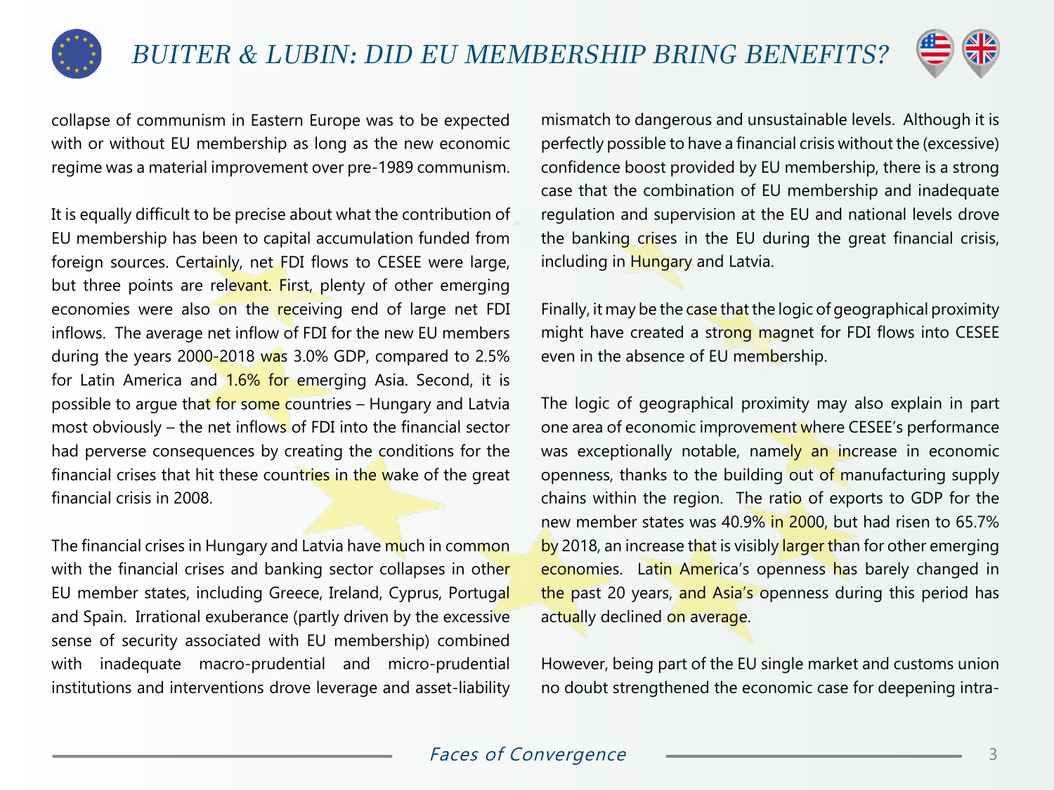collapse of communism in Eastern Europe was to be expected with or without EU membership as long as the new economic regime was a material improvement over pre-1989 communism.

It is equally difficult to be precise about what the contribution of EU membership has been to capital accumulation funded from foreign sources. Certainly, net FDI flows to CESEE were large, but three points are relevant. First, plenty of other emerging economies were also on the receiving end of large net FDI inflows. The average net inflow of FDI for the new EU members during the years 2000-2018 was 3.0% GDP, compared to 2.5% for Latin America and 1.6% for emerging Asia. Second, it is possible to argue that for some countries – Hungary and Latvia most obviously – the net inflows of FDI into the financial sector had perverse consequences by creating the conditions for the financial crises that hit these countries in the wake of the great financial crisis in 2008.

The financial crises in Hungary and Latvia have much in common with the financial crises and banking sector collapses in other EU member states, including Greece, Ireland, Cyprus, Portugal and Spain. Irrational exuberance (partly driven by the excessive sense of security associated with EU membership) combined with inadequate macro-prudential and micro-prudential institutions and interventions drove leverage and asset-liability mismatch to dangerous and unsustainable levels. Although it is perfectly possible to have a financial crisis without the (excessive) confidence boost provided by EU membership, there is a strong case that the combination of EU membership and inadequate regulation and supervision at the EU and national levels drove the banking crises in the EU during the great financial crisis, including in Hungary and Latvia.

Finally, it may be the case that the logic of geographical proximity might have created a strong magnet for FDI flows into CESEE even in the absence of EU membership.

The logic of geographical proximity may also explain in part one area of economic improvement where CESEE's performance was exceptionally notable, namely an increase in economic openness, thanks to the building out of manufacturing supply chains within the region. The ratio of exports to GDP for the new member states was 40.9% in 2000, but had risen to 65.7% by 2018, an increase that is visibly larger than for other emerging economies. Latin America's openness has barely changed in the past 20 years, and Asia's openness during this period has actually declined on average.

However, being part of the EU single market and customs union no doubt strengthened the economic case for deepening intra-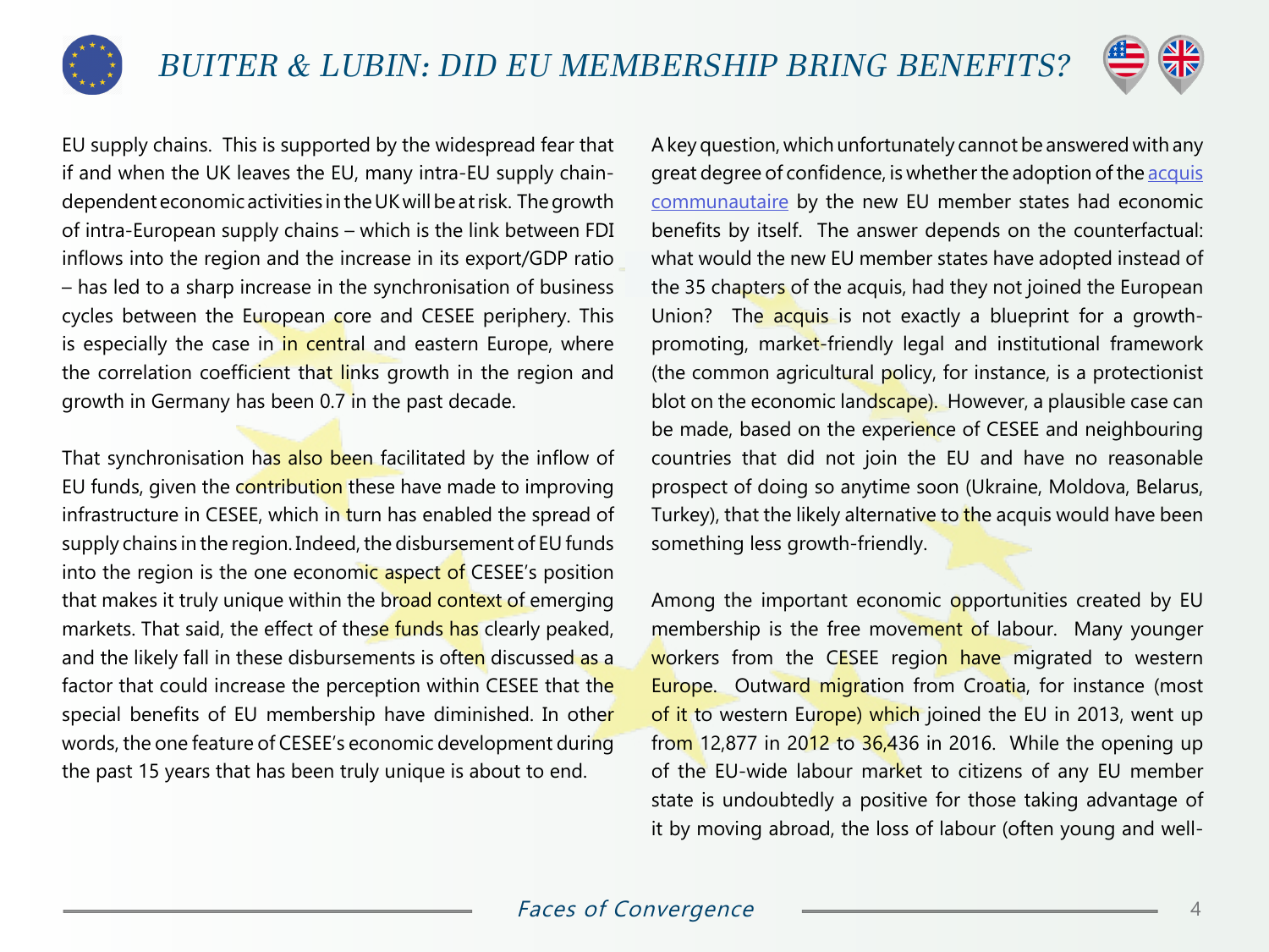EU supply chains. This is supported by the widespread fear that if and when the UK leaves the EU, many intra-EU supply chain-dependent economic activities in the UK will be at risk. The growth of intra-European supply chains – which is the link between FDI inflows into the region and the increase in its export/GDP ratio – has led to a sharp increase in the synchronisation of business cycles between the European core and CESEE periphery. This is especially the case in in central and eastern Europe, where the correlation coefficient that links growth in the region and growth in Germany has been 0.7 in the past decade.

That synchronisation has also been facilitated by the inflow of EU funds, given the contribution these have made to improving infrastructure in CESEE, which in turn has enabled the spread of supply chains in the region. Indeed, the disbursement of EU funds into the region is the one economic aspect of CESEE's position that makes it truly unique within the broad context of emerging markets. That said, the effect of these funds has clearly peaked, and the likely fall in these disbursements is often discussed as a factor that could increase the perception within CESEE that the special benefits of EU membership have diminished. In other words, the one feature of CESEE's economic development during the past 15 years that has been truly unique is about to end.

A key question, which unfortunately cannot be answered with any great degree of confidence, is whether the adoption of the acquis communautaire by the new EU member states had economic benefits by itself. The answer depends on the counterfactual: what would the new EU member states have adopted instead of the 35 chapters of the acquis, had they not joined the European Union? The acquis is not exactly a blueprint for a growth-promoting, market-friendly legal and institutional framework (the common agricultural policy, for instance, is a protectionist blot on the economic landscape). However, a plausible case can be made, based on the experience of CESEE and neighbouring countries that did not join the EU and have no reasonable prospect of doing so anytime soon (Ukraine, Moldova, Belarus, Turkey), that the likely alternative to the acquis would have been something less growth-friendly.

Among the important economic opportunities created by EU membership is the free movement of labour. Many younger workers from the CESEE region have migrated to western Europe. Outward migration from Croatia, for instance (most of it to western Europe) which joined the EU in 2013, went up from 12,877 in 2012 to 36,436 in 2016. While the opening up of the EU-wide labour market to citizens of any EU member state is undoubtedly a positive for those taking advantage of it by moving abroad, the loss of labour (often young and well-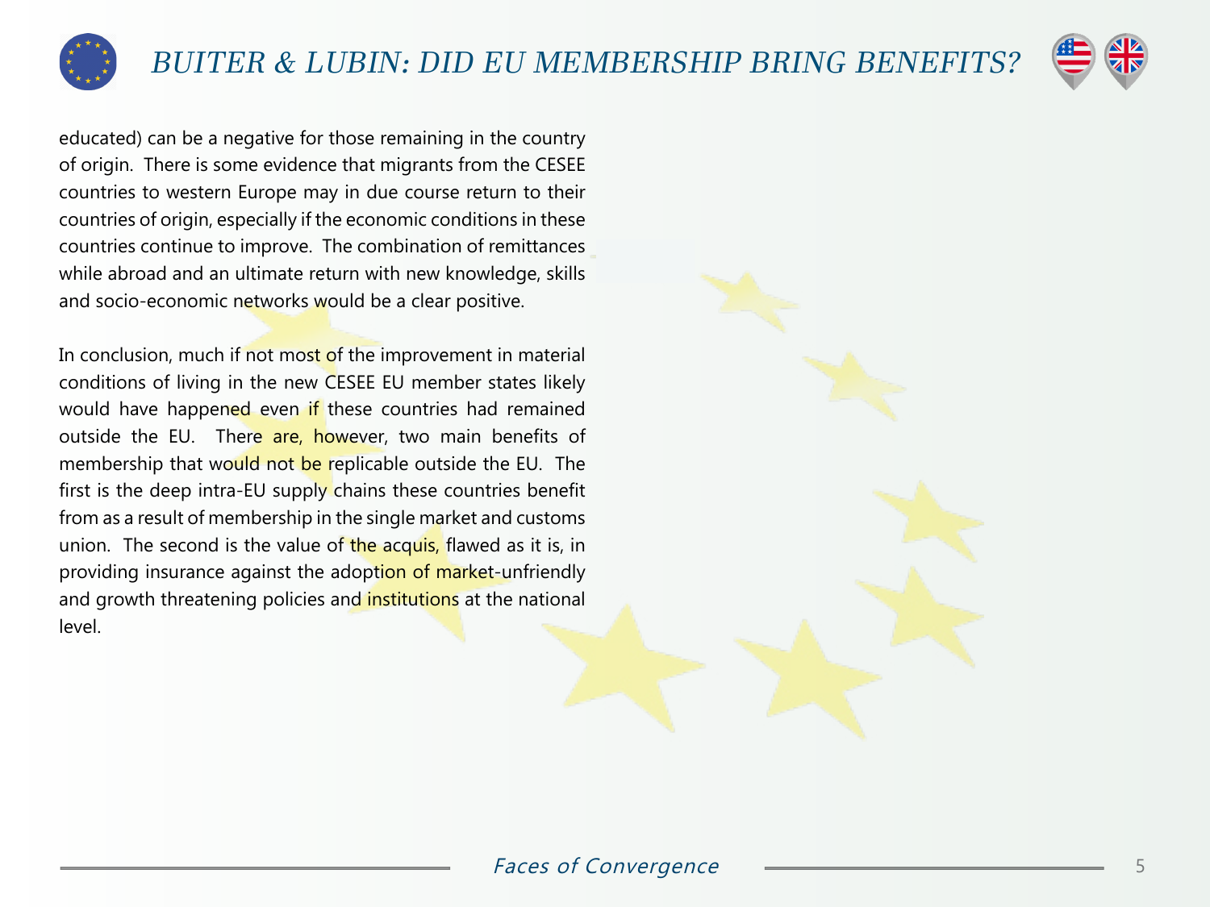educated) can be a negative for those remaining in the country of origin. There is some evidence that migrants from the CESEE countries to western Europe may in due course return to their countries of origin, especially if the economic conditions in these countries continue to improve. The combination of remittances while abroad and an ultimate return with new knowledge, skills and socio-economic networks would be a clear positive.

In conclusion, much if not most of the improvement in material conditions of living in the new CESEE EU member states likely would have happened even if these countries had remained outside the EU. There are, however, two main benefits of membership that would not be replicable outside the EU. The first is the deep intra-EU supply chains these countries benefit from as a result of membership in the single market and customs union. The second is the value of the acquis, flawed as it is, in providing insurance against the adoption of market-unfriendly and growth threatening policies and institutions at the national level.